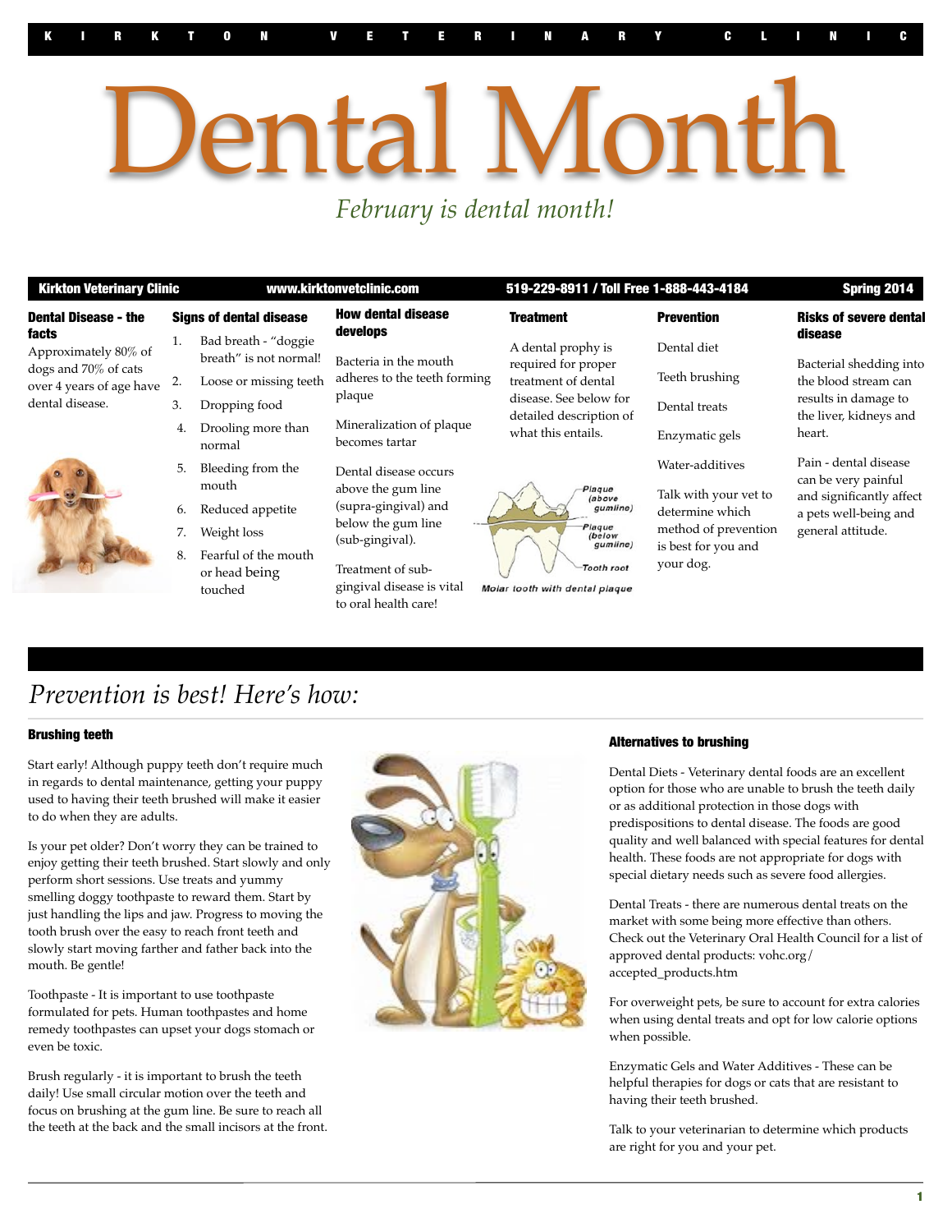KIRKTON VETERINARY CLINIC

# Dental Month

*February is dental month!*

**Kirkton Veterinary Clinic** | **www.kirktonvetclinic.com** | **519-229-8911 / Toll Free 1-888-443-4184** | **Spring 2014**

### Dental Disease - the facts

Approximately 80% of dogs and 70% of cats over 4 years of age have dental disease.

### Signs of dental disease

1. Bad breath - "doggie breath" is not normal!
2. Loose or missing teeth
3. Dropping food
4. Drooling more than normal
5. Bleeding from the mouth
6. Reduced appetite
7. Weight loss
8. Fearful of the mouth or head being touched

### How dental disease develops

Bacteria in the mouth adheres to the teeth forming plaque

Mineralization of plaque becomes tartar

Dental disease occurs above the gum line (supra-gingival) and below the gum line (sub-gingival).

Treatment of sub-gingival disease is vital to oral health care!

### Treatment

A dental prophy is required for proper treatment of dental disease. See below for detailed description of what this entails.

Plaque (above gumline)
Plaque (below gumline)
Tooth root

Moiar tooth with dental plaque

### Prevention

Dental diet

Teeth brushing

Dental treats

Enzymatic gels

Water-additives

Talk with your vet to determine which method of prevention is best for you and your dog.

### Risks of severe dental disease

Bacterial shedding into the blood stream can results in damage to the liver, kidneys and heart.

Pain - dental disease can be very painful and significantly affect a pets well-being and general attitude.

## *Prevention is best! Here's how:*

### Brushing teeth

Start early! Although puppy teeth don't require much in regards to dental maintenance, getting your puppy used to having their teeth brushed will make it easier to do when they are adults.

Is your pet older? Don't worry they can be trained to enjoy getting their teeth brushed. Start slowly and only perform short sessions. Use treats and yummy smelling doggy toothpaste to reward them. Start by just handling the lips and jaw. Progress to moving the tooth brush over the easy to reach front teeth and slowly start moving farther and father back into the mouth. Be gentle!

Toothpaste - It is important to use toothpaste formulated for pets. Human toothpastes and home remedy toothpastes can upset your dogs stomach or even be toxic.

Brush regularly - it is important to brush the teeth daily! Use small circular motion over the teeth and focus on brushing at the gum line. Be sure to reach all the teeth at the back and the small incisors at the front.

### Alternatives to brushing

Dental Diets - Veterinary dental foods are an excellent option for those who are unable to brush the teeth daily or as additional protection in those dogs with predispositions to dental disease. The foods are good quality and well balanced with special features for dental health. These foods are not appropriate for dogs with special dietary needs such as severe food allergies.

Dental Treats - there are numerous dental treats on the market with some being more effective than others. Check out the Veterinary Oral Health Council for a list of approved dental products: vohc.org/accepted_products.htm

For overweight pets, be sure to account for extra calories when using dental treats and opt for low calorie options when possible.

Enzymatic Gels and Water Additives - These can be helpful therapies for dogs or cats that are resistant to having their teeth brushed.

Talk to your veterinarian to determine which products are right for you and your pet.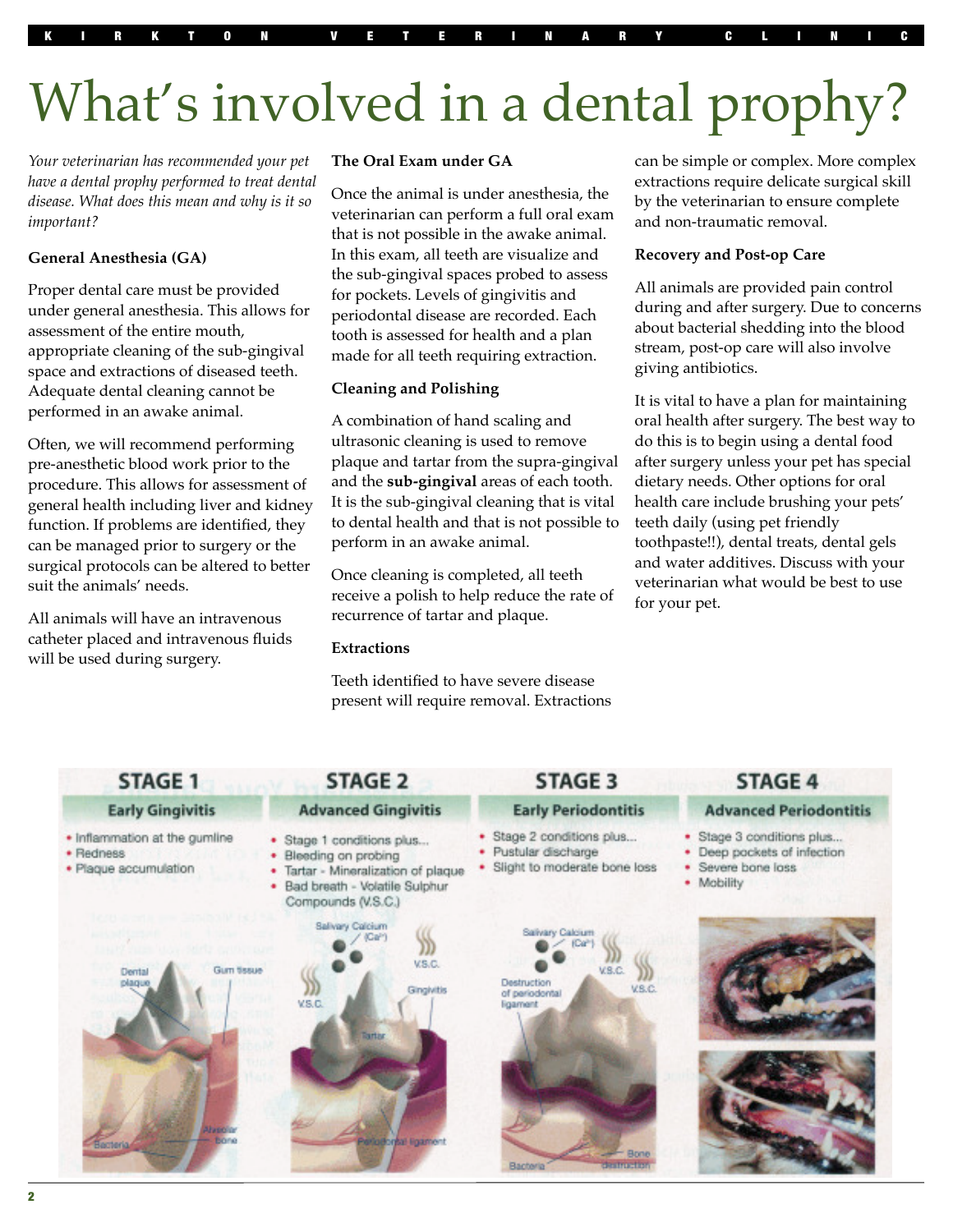# What's involved in a dental prophy?

*Your veterinarian has recommended your pet have a dental prophy performed to treat dental disease. What does this mean and why is it so important?*

**General Anesthesia (GA)**

Proper dental care must be provided under general anesthesia. This allows for assessment of the entire mouth, appropriate cleaning of the sub-gingival space and extractions of diseased teeth. Adequate dental cleaning cannot be performed in an awake animal.

Often, we will recommend performing pre-anesthetic blood work prior to the procedure. This allows for assessment of general health including liver and kidney function. If problems are identified, they can be managed prior to surgery or the surgical protocols can be altered to better suit the animals' needs.

All animals will have an intravenous catheter placed and intravenous fluids will be used during surgery.

**The Oral Exam under GA**

Once the animal is under anesthesia, the veterinarian can perform a full oral exam that is not possible in the awake animal. In this exam, all teeth are visualize and the sub-gingival spaces probed to assess for pockets. Levels of gingivitis and periodontal disease are recorded. Each tooth is assessed for health and a plan made for all teeth requiring extraction.

**Cleaning and Polishing**

A combination of hand scaling and ultrasonic cleaning is used to remove plaque and tartar from the supra-gingival and the **sub-gingival** areas of each tooth. It is the sub-gingival cleaning that is vital to dental health and that is not possible to perform in an awake animal.

Once cleaning is completed, all teeth receive a polish to help reduce the rate of recurrence of tartar and plaque.

**Extractions**

Teeth identified to have severe disease present will require removal. Extractions can be simple or complex. More complex extractions require delicate surgical skill by the veterinarian to ensure complete and non-traumatic removal.

**Recovery and Post-op Care**

All animals are provided pain control during and after surgery. Due to concerns about bacterial shedding into the blood stream, post-op care will also involve giving antibiotics.

It is vital to have a plan for maintaining oral health after surgery. The best way to do this is to begin using a dental food after surgery unless your pet has special dietary needs. Other options for oral health care include brushing your pets' teeth daily (using pet friendly toothpaste!!), dental treats, dental gels and water additives. Discuss with your veterinarian what would be best to use for your pet.

**STAGE 1**

**Early Gingivitis**

- Inflammation at the gumline
- Redness
- Plaque accumulation

Dental plaque
Gum tissue
Bacteria
Alveolar bone

**STAGE 2**

**Advanced Gingivitis**

- Stage 1 conditions plus...
- Bleeding on probing
- Tartar - Mineralization of plaque
- Bad breath - Volatile Sulphur Compounds (V.S.C.)

Salivary Calcium ($Ca^{2+}$)
V.S.C.
V.S.C.
Gingivitis
Tartar
Periodontal ligament

**STAGE 3**

**Early Periodontitis**

- Stage 2 conditions plus...
- Pustular discharge
- Slight to moderate bone loss

Salivary Calcium ($Ca^{2+}$)
V.S.C.
V.S.C.
Destruction of periodontal ligament
Bacteria
Bone destruction

**STAGE 4**

**Advanced Periodontitis**

- Stage 3 conditions plus...
- Deep pockets of infection
- Severe bone loss
- Mobility